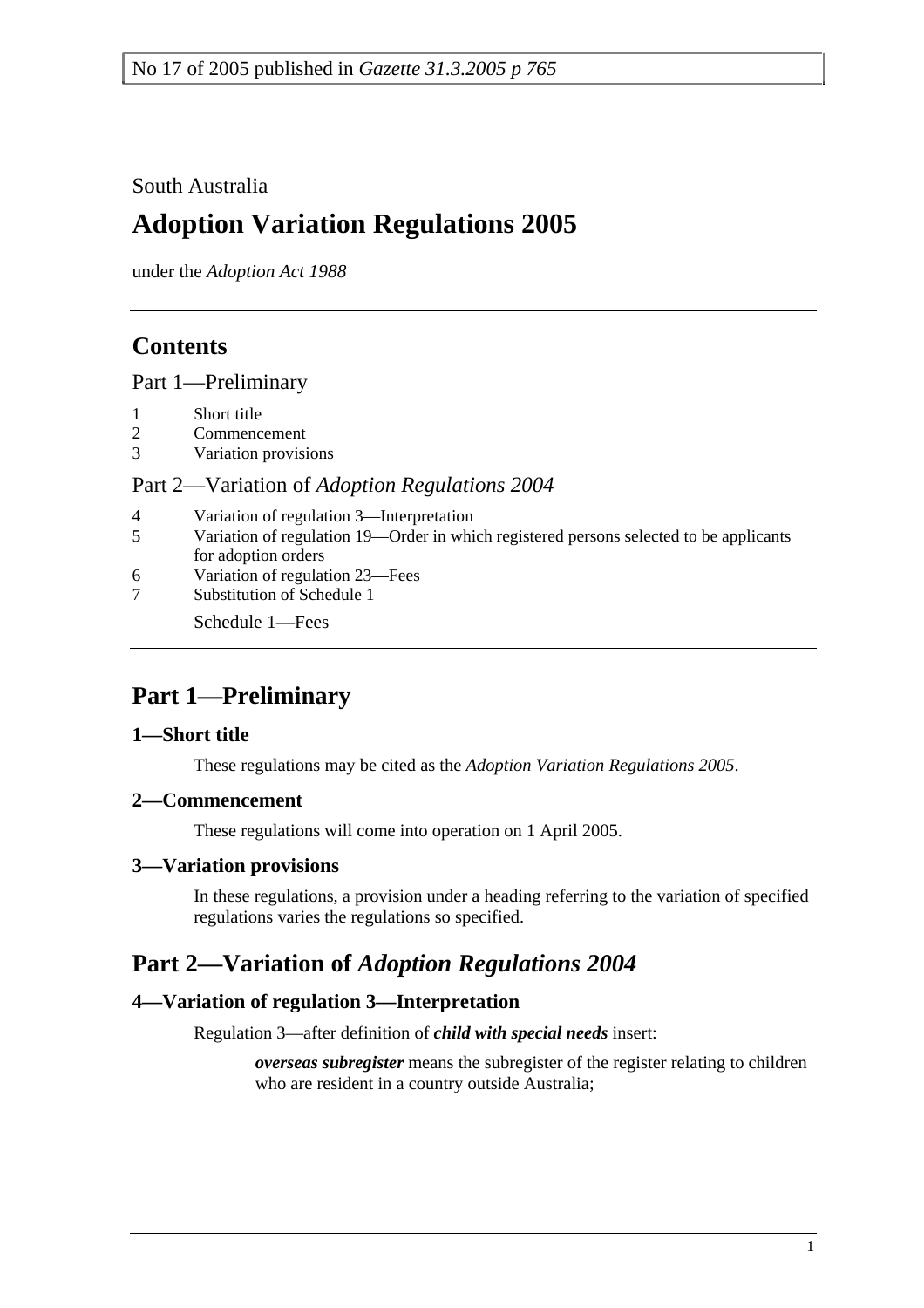No 17 of 2005 published in *Gazette 31.3.2005 p 765*

South Australia

# Adoption Variation Regulations 2005

under the *Adoption Act 1988*

## Contents

Part 1—Preliminary

1 Short title
2 Commencement
3 Variation provisions

Part 2—Variation of *Adoption Regulations 2004*

4 Variation of regulation 3—Interpretation
5 Variation of regulation 19—Order in which registered persons selected to be applicants for adoption orders
6 Variation of regulation 23—Fees
7 Substitution of Schedule 1

Schedule 1—Fees

## Part 1—Preliminary

### 1—Short title

These regulations may be cited as the *Adoption Variation Regulations 2005*.

### 2—Commencement

These regulations will come into operation on 1 April 2005.

### 3—Variation provisions

In these regulations, a provision under a heading referring to the variation of specified regulations varies the regulations so specified.

## Part 2—Variation of *Adoption Regulations 2004*

### 4—Variation of regulation 3—Interpretation

Regulation 3—after definition of ***child with special needs*** insert:

> ***overseas subregister*** means the subregister of the register relating to children who are resident in a country outside Australia;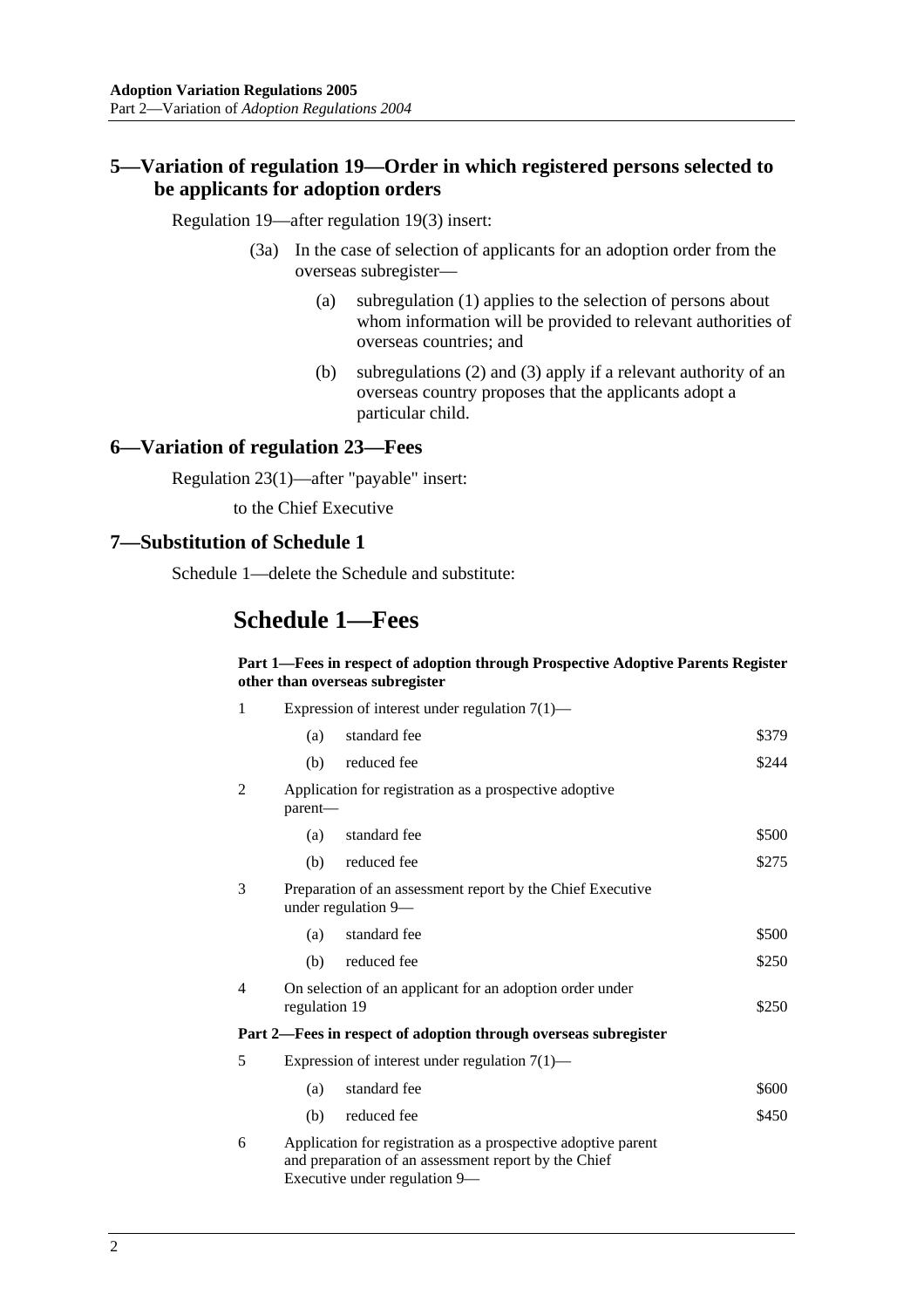## 5—Variation of regulation 19—Order in which registered persons selected to be applicants for adoption orders

Regulation 19—after regulation 19(3) insert:

(3a) In the case of selection of applicants for an adoption order from the overseas subregister—

(a) subregulation (1) applies to the selection of persons about whom information will be provided to relevant authorities of overseas countries; and

(b) subregulations (2) and (3) apply if a relevant authority of an overseas country proposes that the applicants adopt a particular child.

## 6—Variation of regulation 23—Fees

Regulation 23(1)—after "payable" insert:

to the Chief Executive

## 7—Substitution of Schedule 1

Schedule 1—delete the Schedule and substitute:

# Schedule 1—Fees

**Part 1—Fees in respect of adoption through Prospective Adoptive Parents Register other than overseas subregister**

| | | | |
|---|---|---|---|
| 1 | Expression of interest under regulation 7(1)— | | |
| | (a) | standard fee | $379 |
| | (b) | reduced fee | $244 |
| 2 | Application for registration as a prospective adoptive parent— | | |
| | (a) | standard fee | $500 |
| | (b) | reduced fee | $275 |
| 3 | Preparation of an assessment report by the Chief Executive under regulation 9— | | |
| | (a) | standard fee | $500 |
| | (b) | reduced fee | $250 |
| 4 | On selection of an applicant for an adoption order under regulation 19 | | $250 |

**Part 2—Fees in respect of adoption through overseas subregister**

| | | | |
|---|---|---|---|
| 5 | Expression of interest under regulation 7(1)— | | |
| | (a) | standard fee | $600 |
| | (b) | reduced fee | $450 |
| 6 | Application for registration as a prospective adoptive parent and preparation of an assessment report by the Chief Executive under regulation 9— | | |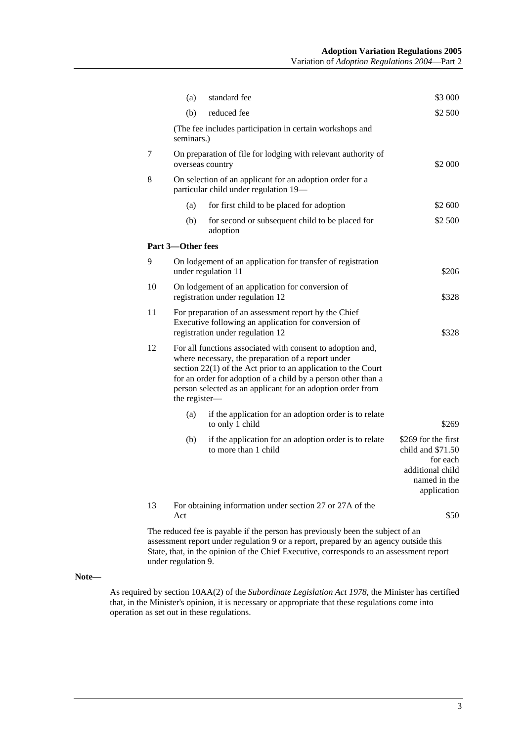| | | | |
|---|---|---|---|
| | (a) | standard fee | $3 000 |
| | (b) | reduced fee | $2 500 |
| | (The fee includes participation in certain workshops and seminars.) | | |
| 7 | On preparation of file for lodging with relevant authority of overseas country | | $2 000 |
| 8 | On selection of an applicant for an adoption order for a particular child under regulation 19— | | |
| | (a) | for first child to be placed for adoption | $2 600 |
| | (b) | for second or subsequent child to be placed for adoption | $2 500 |
| **Part 3—Other fees** | | | |
| 9 | On lodgement of an application for transfer of registration under regulation 11 | | $206 |
| 10 | On lodgement of an application for conversion of registration under regulation 12 | | $328 |
| 11 | For preparation of an assessment report by the Chief Executive following an application for conversion of registration under regulation 12 | | $328 |
| 12 | For all functions associated with consent to adoption and, where necessary, the preparation of a report under section 22(1) of the Act prior to an application to the Court for an order for adoption of a child by a person other than a person selected as an applicant for an adoption order from the register— | | |
| | (a) | if the application for an adoption order is to relate to only 1 child | $269 |
| | (b) | if the application for an adoption order is to relate to more than 1 child | $269 for the first child and $71.50 for each additional child named in the application |
| 13 | For obtaining information under section 27 or 27A of the Act | | $50 |

The reduced fee is payable if the person has previously been the subject of an assessment report under regulation 9 or a report, prepared by an agency outside this State, that, in the opinion of the Chief Executive, corresponds to an assessment report under regulation 9.

**Note—**

As required by section 10AA(2) of the *Subordinate Legislation Act 1978*, the Minister has certified that, in the Minister's opinion, it is necessary or appropriate that these regulations come into operation as set out in these regulations.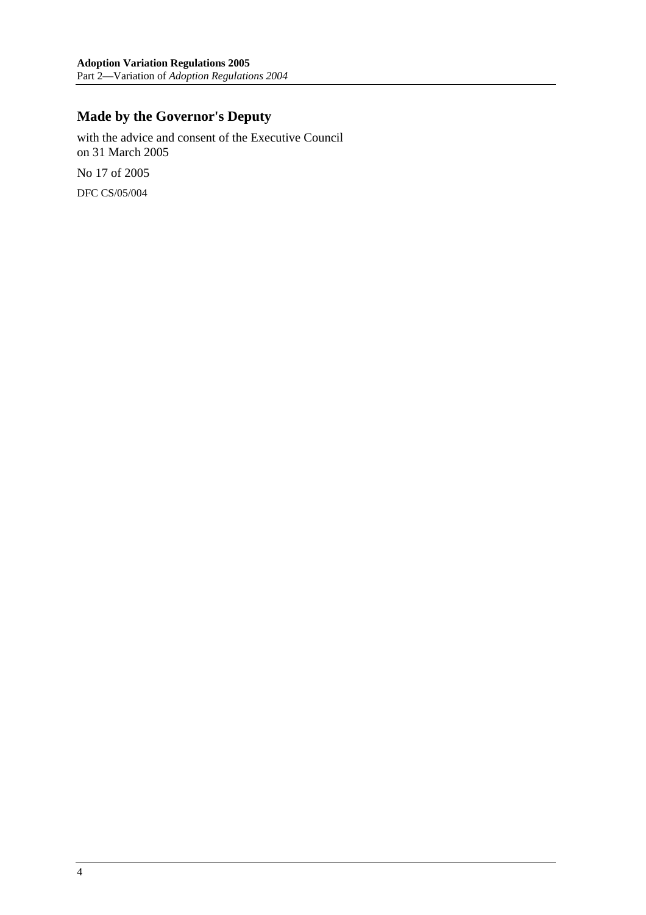## Made by the Governor's Deputy

with the advice and consent of the Executive Council
on 31 March 2005

No 17 of 2005

DFC CS/05/004